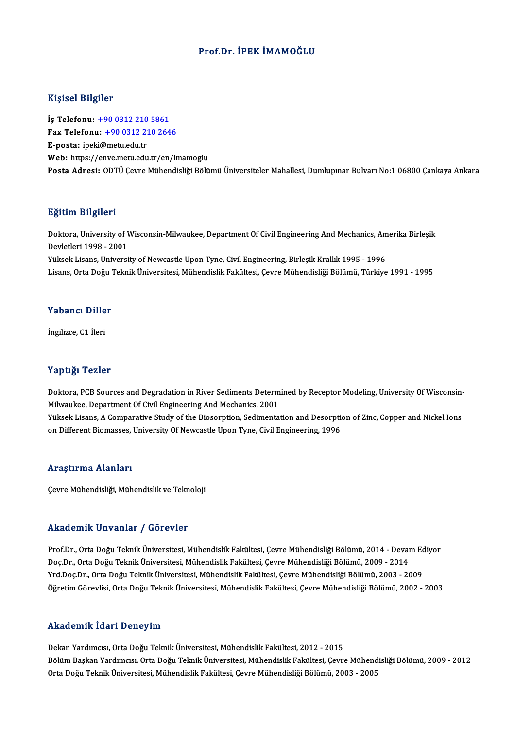# Prof.Dr. İPEK İMAMOĞLU

## Kişisel Bilgiler

**İş Telefonu:** +90 0312 210 5861
**Fax Telefonu:** +90 0312 210 2646
**E-posta:** ipeki@metu.edu.tr
**Web:** https://enve.metu.edu.tr/en/imamoglu
**Posta Adresi:** ODTÜ Çevre Mühendisliği Bölümü Üniversiteler Mahallesi, Dumlupınar Bulvarı No:1 06800 Çankaya Ankara

## Eğitim Bilgileri

Doktora, University of Wisconsin-Milwaukee, Department Of Civil Engineering And Mechanics, Amerika Birleşik Devletleri 1998 - 2001
Yüksek Lisans, University of Newcastle Upon Tyne, Civil Engineering, Birleşik Krallık 1995 - 1996
Lisans, Orta Doğu Teknik Üniversitesi, Mühendislik Fakültesi, Çevre Mühendisliği Bölümü, Türkiye 1991 - 1995

## Yabancı Diller

İngilizce, C1 İleri

## Yaptığı Tezler

Doktora, PCB Sources and Degradation in River Sediments Determined by Receptor Modeling, University Of Wisconsin-Milwaukee, Department Of Civil Engineering And Mechanics, 2001
Yüksek Lisans, A Comparative Study of the Biosorption, Sedimentation and Desorption of Zinc, Copper and Nickel Ions on Different Biomasses, University Of Newcastle Upon Tyne, Civil Engineering, 1996

## Araştırma Alanları

Çevre Mühendisliği, Mühendislik ve Teknoloji

## Akademik Unvanlar / Görevler

Prof.Dr., Orta Doğu Teknik Üniversitesi, Mühendislik Fakültesi, Çevre Mühendisliği Bölümü, 2014 - Devam Ediyor
Doç.Dr., Orta Doğu Teknik Üniversitesi, Mühendislik Fakültesi, Çevre Mühendisliği Bölümü, 2009 - 2014
Yrd.Doç.Dr., Orta Doğu Teknik Üniversitesi, Mühendislik Fakültesi, Çevre Mühendisliği Bölümü, 2003 - 2009
Öğretim Görevlisi, Orta Doğu Teknik Üniversitesi, Mühendislik Fakültesi, Çevre Mühendisliği Bölümü, 2002 - 2003

## Akademik İdari Deneyim

Dekan Yardımcısı, Orta Doğu Teknik Üniversitesi, Mühendislik Fakültesi, 2012 - 2015
Bölüm Başkan Yardımcısı, Orta Doğu Teknik Üniversitesi, Mühendislik Fakültesi, Çevre Mühendisliği Bölümü, 2009 - 2012
Orta Doğu Teknik Üniversitesi, Mühendislik Fakültesi, Çevre Mühendisliği Bölümü, 2003 - 2005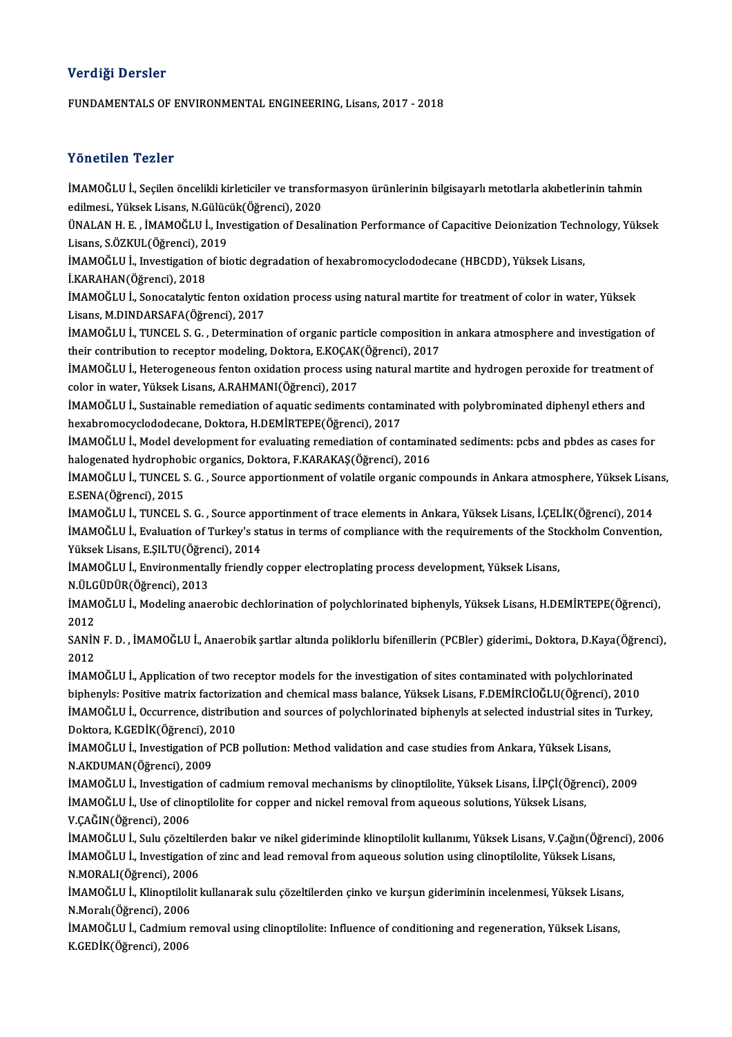## Verdiği Dersler

FUNDAMENTALS OF ENVIRONMENTAL ENGINEERING, Lisans, 2017 - 2018

## Yönetilen Tezler

İMAMOĞLU İ., Seçilen öncelikli kirleticiler ve transformasyon ürünlerinin bilgisayarlı metotlarla akıbetlerinin tahmin edilmesi., Yüksek Lisans, N.Gülücük(Öğrenci), 2020

ÜNALAN H. E. , İMAMOĞLU İ., Investigation of Desalination Performance of Capacitive Deionization Technology, Yüksek Lisans, S.ÖZKUL(Öğrenci), 2019

İMAMOĞLU İ., Investigation of biotic degradation of hexabromocyclododecane (HBCDD), Yüksek Lisans, İ.KARAHAN(Öğrenci), 2018

İMAMOĞLU İ., Sonocatalytic fenton oxidation process using natural martite for treatment of color in water, Yüksek Lisans, M.DINDARSAFA(Öğrenci), 2017

İMAMOĞLU İ., TUNCEL S. G. , Determination of organic particle composition in ankara atmosphere and investigation of their contribution to receptor modeling, Doktora, E.KOÇAK(Öğrenci), 2017

İMAMOĞLU İ., Heterogeneous fenton oxidation process using natural martite and hydrogen peroxide for treatment of color in water, Yüksek Lisans, A.RAHMANI(Öğrenci), 2017

İMAMOĞLU İ., Sustainable remediation of aquatic sediments contaminated with polybrominated diphenyl ethers and hexabromocyclododecane, Doktora, H.DEMİRTEPE(Öğrenci), 2017

İMAMOĞLU İ., Model development for evaluating remediation of contaminated sediments: pcbs and pbdes as cases for halogenated hydrophobic organics, Doktora, F.KARAKAŞ(Öğrenci), 2016

İMAMOĞLU İ., TUNCEL S. G. , Source apportionment of volatile organic compounds in Ankara atmosphere, Yüksek Lisans, E.SENA(Öğrenci), 2015

İMAMOĞLU İ., TUNCEL S. G. , Source apportinment of trace elements in Ankara, Yüksek Lisans, İ.ÇELİK(Öğrenci), 2014

İMAMOĞLU İ., Evaluation of Turkey's status in terms of compliance with the requirements of the Stockholm Convention, Yüksek Lisans, E.ŞILTU(Öğrenci), 2014

İMAMOĞLU İ., Environmentally friendly copper electroplating process development, Yüksek Lisans, N.ÜLGÜDÜR(Öğrenci), 2013

İMAMOĞLU İ., Modeling anaerobic dechlorination of polychlorinated biphenyls, Yüksek Lisans, H.DEMİRTEPE(Öğrenci), 2012

SANİN F. D. , İMAMOĞLU İ., Anaerobik şartlar altında poliklorlu bifenillerin (PCBler) giderimi., Doktora, D.Kaya(Öğrenci), 2012

İMAMOĞLU İ., Application of two receptor models for the investigation of sites contaminated with polychlorinated biphenyls: Positive matrix factorization and chemical mass balance, Yüksek Lisans, F.DEMİRCİOĞLU(Öğrenci), 2010

İMAMOĞLU İ., Occurrence, distribution and sources of polychlorinated biphenyls at selected industrial sites in Turkey, Doktora, K.GEDİK(Öğrenci), 2010

İMAMOĞLU İ., Investigation of PCB pollution: Method validation and case studies from Ankara, Yüksek Lisans, N.AKDUMAN(Öğrenci), 2009

İMAMOĞLU İ., Investigation of cadmium removal mechanisms by clinoptilolite, Yüksek Lisans, İ.İPÇİ(Öğrenci), 2009

İMAMOĞLU İ., Use of clinoptilolite for copper and nickel removal from aqueous solutions, Yüksek Lisans, V.ÇAĞIN(Öğrenci), 2006

İMAMOĞLU İ., Sulu çözeltilerden bakır ve nikel gideriminde klinoptilolit kullanımı, Yüksek Lisans, V.Çağın(Öğrenci), 2006

İMAMOĞLU İ., Investigation of zinc and lead removal from aqueous solution using clinoptilolite, Yüksek Lisans, N.MORALI(Öğrenci), 2006

İMAMOĞLU İ., Klinoptilolit kullanarak sulu çözeltilerden çinko ve kurşun gideriminin incelenmesi, Yüksek Lisans, N.Moralı(Öğrenci), 2006

İMAMOĞLU İ., Cadmium removal using clinoptilolite: Influence of conditioning and regeneration, Yüksek Lisans, K.GEDİK(Öğrenci), 2006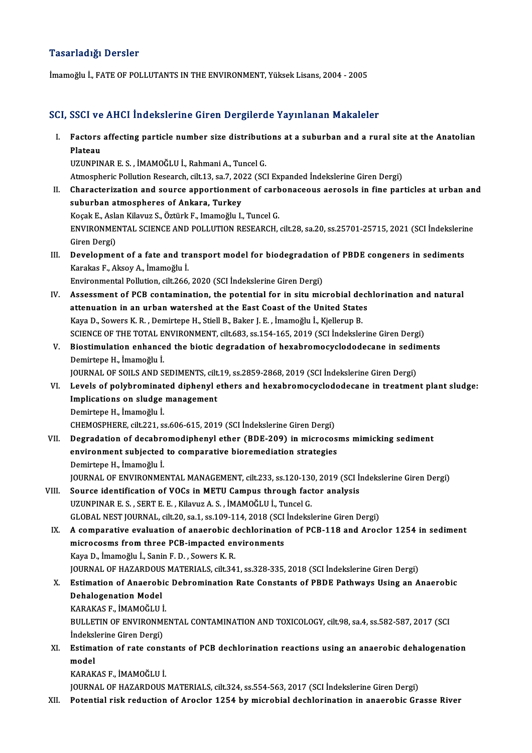## Tasarladığı Dersler

İmamoğlu İ., FATE OF POLLUTANTS IN THE ENVIRONMENT, Yüksek Lisans, 2004 - 2005

## SCI, SSCI ve AHCI İndekslerine Giren Dergilerde Yayınlanan Makaleler

I. **Factors affecting particle number size distributions at a suburban and a rural site at the Anatolian Plateau**
UZUNPINAR E. S. , İMAMOĞLU İ., Rahmani A., Tuncel G.
Atmospheric Pollution Research, cilt.13, sa.7, 2022 (SCI Expanded İndekslerine Giren Dergi)

II. **Characterization and source apportionment of carbonaceous aerosols in fine particles at urban and suburban atmospheres of Ankara, Turkey**
Koçak E., Aslan Kilavuz S., Öztürk F., Imamoğlu I., Tuncel G.
ENVIRONMENTAL SCIENCE AND POLLUTION RESEARCH, cilt.28, sa.20, ss.25701-25715, 2021 (SCI İndekslerine Giren Dergi)

III. **Development of a fate and transport model for biodegradation of PBDE congeners in sediments**
Karakas F., Aksoy A., İmamoğlu İ.
Environmental Pollution, cilt.266, 2020 (SCI İndekslerine Giren Dergi)

IV. **Assessment of PCB contamination, the potential for in situ microbial dechlorination and natural attenuation in an urban watershed at the East Coast of the United States**
Kaya D., Sowers K. R. , Demirtepe H., Stiell B., Baker J. E. , İmamoğlu İ., Kjellerup B.
SCIENCE OF THE TOTAL ENVIRONMENT, cilt.683, ss.154-165, 2019 (SCI İndekslerine Giren Dergi)

V. **Biostimulation enhanced the biotic degradation of hexabromocyclododecane in sediments**
Demirtepe H., İmamoğlu İ.
JOURNAL OF SOILS AND SEDIMENTS, cilt.19, ss.2859-2868, 2019 (SCI İndekslerine Giren Dergi)

VI. **Levels of polybrominated diphenyl ethers and hexabromocyclododecane in treatment plant sludge: Implications on sludge management**
Demirtepe H., İmamoğlu İ.
CHEMOSPHERE, cilt.221, ss.606-615, 2019 (SCI İndekslerine Giren Dergi)

VII. **Degradation of decabromodiphenyl ether (BDE-209) in microcosms mimicking sediment environment subjected to comparative bioremediation strategies**
Demirtepe H., İmamoğlu İ.
JOURNAL OF ENVIRONMENTAL MANAGEMENT, cilt.233, ss.120-130, 2019 (SCI İndekslerine Giren Dergi)

VIII. **Source identification of VOCs in METU Campus through factor analysis**
UZUNPINAR E. S. , SERT E. E. , Kilavuz A. S. , İMAMOĞLU İ., Tuncel G.
GLOBAL NEST JOURNAL, cilt.20, sa.1, ss.109-114, 2018 (SCI İndekslerine Giren Dergi)

IX. **A comparative evaluation of anaerobic dechlorination of PCB-118 and Aroclor 1254 in sediment microcosms from three PCB-impacted environments**
Kaya D., İmamoğlu İ., Sanin F. D. , Sowers K. R.
JOURNAL OF HAZARDOUS MATERIALS, cilt.341, ss.328-335, 2018 (SCI İndekslerine Giren Dergi)

X. **Estimation of Anaerobic Debromination Rate Constants of PBDE Pathways Using an Anaerobic Dehalogenation Model**
KARAKAS F., İMAMOĞLU İ.
BULLETIN OF ENVIRONMENTAL CONTAMINATION AND TOXICOLOGY, cilt.98, sa.4, ss.582-587, 2017 (SCI İndekslerine Giren Dergi)

XI. **Estimation of rate constants of PCB dechlorination reactions using an anaerobic dehalogenation model**
KARAKAS F., İMAMOĞLU İ.
JOURNAL OF HAZARDOUS MATERIALS, cilt.324, ss.554-563, 2017 (SCI İndekslerine Giren Dergi)

XII. **Potential risk reduction of Aroclor 1254 by microbial dechlorination in anaerobic Grasse River**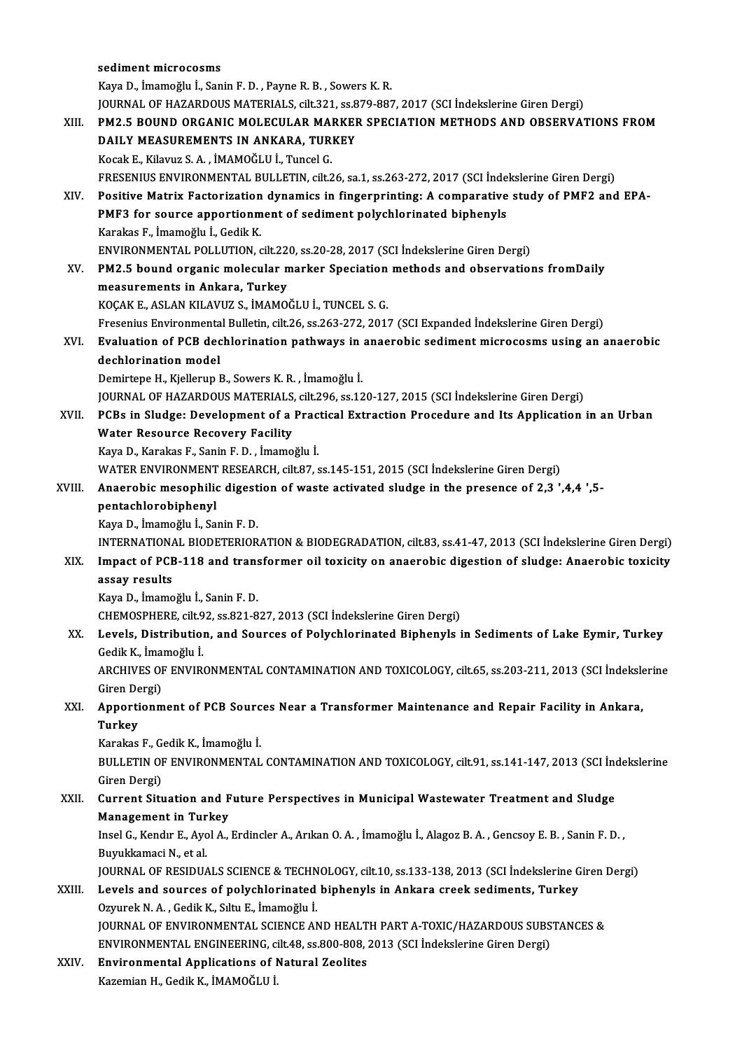sediment microcosms

Kaya D., İmamoğlu İ., Sanin F. D. , Payne R. B. , Sowers K. R.

JOURNAL OF HAZARDOUS MATERIALS, cilt.321, ss.879-887, 2017 (SCI İndekslerine Giren Dergi)

XIII. **PM2.5 BOUND ORGANIC MOLECULAR MARKER SPECIATION METHODS AND OBSERVATIONS FROM DAILY MEASUREMENTS IN ANKARA, TURKEY**

Kocak E., Kilavuz S. A. , İMAMOĞLU İ., Tuncel G.

FRESENIUS ENVIRONMENTAL BULLETIN, cilt.26, sa.1, ss.263-272, 2017 (SCI İndekslerine Giren Dergi)

XIV. **Positive Matrix Factorization dynamics in fingerprinting: A comparative study of PMF2 and EPA-PMF3 for source apportionment of sediment polychlorinated biphenyls**

Karakas F., İmamoğlu İ., Gedik K.

ENVIRONMENTAL POLLUTION, cilt.220, ss.20-28, 2017 (SCI İndekslerine Giren Dergi)

XV. **PM2.5 bound organic molecular marker Speciation methods and observations fromDaily measurements in Ankara, Turkey**

KOÇAK E., ASLAN KILAVUZ S., İMAMOĞLU İ., TUNCEL S. G.

Fresenius Environmental Bulletin, cilt.26, ss.263-272, 2017 (SCI Expanded İndekslerine Giren Dergi)

XVI. **Evaluation of PCB dechlorination pathways in anaerobic sediment microcosms using an anaerobic dechlorination model**

Demirtepe H., Kjellerup B., Sowers K. R. , İmamoğlu İ.

JOURNAL OF HAZARDOUS MATERIALS, cilt.296, ss.120-127, 2015 (SCI İndekslerine Giren Dergi)

XVII. **PCBs in Sludge: Development of a Practical Extraction Procedure and Its Application in an Urban Water Resource Recovery Facility**

Kaya D., Karakas F., Sanin F. D. , İmamoğlu İ.

WATER ENVIRONMENT RESEARCH, cilt.87, ss.145-151, 2015 (SCI İndekslerine Giren Dergi)

XVIII. **Anaerobic mesophilic digestion of waste activated sludge in the presence of 2,3 ',4,4 ',5-pentachlorobiphenyl**

Kaya D., İmamoğlu İ., Sanin F. D.

INTERNATIONAL BIODETERIORATION & BIODEGRADATION, cilt.83, ss.41-47, 2013 (SCI İndekslerine Giren Dergi)

XIX. **Impact of PCB-118 and transformer oil toxicity on anaerobic digestion of sludge: Anaerobic toxicity assay results**

Kaya D., İmamoğlu İ., Sanin F. D.

CHEMOSPHERE, cilt.92, ss.821-827, 2013 (SCI İndekslerine Giren Dergi)

XX. **Levels, Distribution, and Sources of Polychlorinated Biphenyls in Sediments of Lake Eymir, Turkey**

Gedik K., İmamoğlu İ.

ARCHIVES OF ENVIRONMENTAL CONTAMINATION AND TOXICOLOGY, cilt.65, ss.203-211, 2013 (SCI İndekslerine Giren Dergi)

XXI. **Apportionment of PCB Sources Near a Transformer Maintenance and Repair Facility in Ankara, Turkey**

Karakas F., Gedik K., İmamoğlu İ.

BULLETIN OF ENVIRONMENTAL CONTAMINATION AND TOXICOLOGY, cilt.91, ss.141-147, 2013 (SCI İndekslerine Giren Dergi)

XXII. **Current Situation and Future Perspectives in Municipal Wastewater Treatment and Sludge Management in Turkey**

Insel G., Kendır E., Ayol A., Erdincler A., Arıkan O. A. , İmamoğlu İ., Alagoz B. A. , Gencsoy E. B. , Sanin F. D. , Buyukkamaci N., et al.

JOURNAL OF RESIDUALS SCIENCE & TECHNOLOGY, cilt.10, ss.133-138, 2013 (SCI İndekslerine Giren Dergi)

XXIII. **Levels and sources of polychlorinated biphenyls in Ankara creek sediments, Turkey**

Ozyurek N. A. , Gedik K., Sıltu E., İmamoğlu İ.

JOURNAL OF ENVIRONMENTAL SCIENCE AND HEALTH PART A-TOXIC/HAZARDOUS SUBSTANCES & ENVIRONMENTAL ENGINEERING, cilt.48, ss.800-808, 2013 (SCI İndekslerine Giren Dergi)

XXIV. **Environmental Applications of Natural Zeolites**

Kazemian H., Gedik K., İMAMOĞLU İ.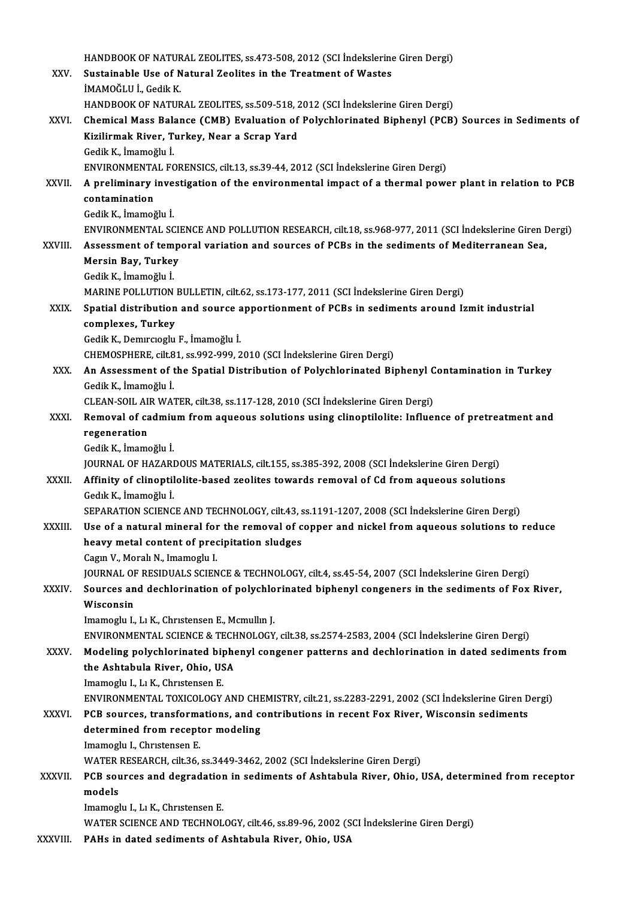HANDBOOK OF NATURAL ZEOLITES, ss.473-508, 2012 (SCI İndekslerine Giren Dergi)

XXV. **Sustainable Use of Natural Zeolites in the Treatment of Wastes**
İMAMOĞLU İ., Gedik K.
HANDBOOK OF NATURAL ZEOLITES, ss.509-518, 2012 (SCI İndekslerine Giren Dergi)

XXVI. **Chemical Mass Balance (CMB) Evaluation of Polychlorinated Biphenyl (PCB) Sources in Sediments of Kizilirmak River, Turkey, Near a Scrap Yard**
Gedik K., İmamoğlu İ.
ENVIRONMENTAL FORENSICS, cilt.13, ss.39-44, 2012 (SCI İndekslerine Giren Dergi)

XXVII. **A preliminary investigation of the environmental impact of a thermal power plant in relation to PCB contamination**
Gedik K., İmamoğlu İ.
ENVIRONMENTAL SCIENCE AND POLLUTION RESEARCH, cilt.18, ss.968-977, 2011 (SCI İndekslerine Giren Dergi)

XXVIII. **Assessment of temporal variation and sources of PCBs in the sediments of Mediterranean Sea, Mersin Bay, Turkey**
Gedik K., İmamoğlu İ.
MARINE POLLUTION BULLETIN, cilt.62, ss.173-177, 2011 (SCI İndekslerine Giren Dergi)

XXIX. **Spatial distribution and source apportionment of PCBs in sediments around Izmit industrial complexes, Turkey**
Gedik K., Demırcıoglu F., İmamoğlu İ.
CHEMOSPHERE, cilt.81, ss.992-999, 2010 (SCI İndekslerine Giren Dergi)

XXX. **An Assessment of the Spatial Distribution of Polychlorinated Biphenyl Contamination in Turkey**
Gedik K., İmamoğlu İ.
CLEAN-SOIL AIR WATER, cilt.38, ss.117-128, 2010 (SCI İndekslerine Giren Dergi)

XXXI. **Removal of cadmium from aqueous solutions using clinoptilolite: Influence of pretreatment and regeneration**
Gedik K., İmamoğlu İ.
JOURNAL OF HAZARDOUS MATERIALS, cilt.155, ss.385-392, 2008 (SCI İndekslerine Giren Dergi)

XXXII. **Affinity of clinoptilolite-based zeolites towards removal of Cd from aqueous solutions**
Gedık K., İmamoğlu İ.
SEPARATION SCIENCE AND TECHNOLOGY, cilt.43, ss.1191-1207, 2008 (SCI İndekslerine Giren Dergi)

XXXIII. **Use of a natural mineral for the removal of copper and nickel from aqueous solutions to reduce heavy metal content of precipitation sludges**
Cagın V., Moralı N., Imamoglu I.
JOURNAL OF RESIDUALS SCIENCE & TECHNOLOGY, cilt.4, ss.45-54, 2007 (SCI İndekslerine Giren Dergi)

XXXIV. **Sources and dechlorination of polychlorinated biphenyl congeners in the sediments of Fox River, Wisconsin**
Imamoglu I., Lı K., Chrıstensen E., Mcmullın J.
ENVIRONMENTAL SCIENCE & TECHNOLOGY, cilt.38, ss.2574-2583, 2004 (SCI İndekslerine Giren Dergi)

XXXV. **Modeling polychlorinated biphenyl congener patterns and dechlorination in dated sediments from the Ashtabula River, Ohio, USA**
Imamoglu I., Lı K., Chrıstensen E.
ENVIRONMENTAL TOXICOLOGY AND CHEMISTRY, cilt.21, ss.2283-2291, 2002 (SCI İndekslerine Giren Dergi)

XXXVI. **PCB sources, transformations, and contributions in recent Fox River, Wisconsin sediments determined from receptor modeling**
Imamoglu I., Chrıstensen E.
WATER RESEARCH, cilt.36, ss.3449-3462, 2002 (SCI İndekslerine Giren Dergi)

XXXVII. **PCB sources and degradation in sediments of Ashtabula River, Ohio, USA, determined from receptor models**
Imamoglu I., Lı K., Chrıstensen E.
WATER SCIENCE AND TECHNOLOGY, cilt.46, ss.89-96, 2002 (SCI İndekslerine Giren Dergi)

XXXVIII. **PAHs in dated sediments of Ashtabula River, Ohio, USA**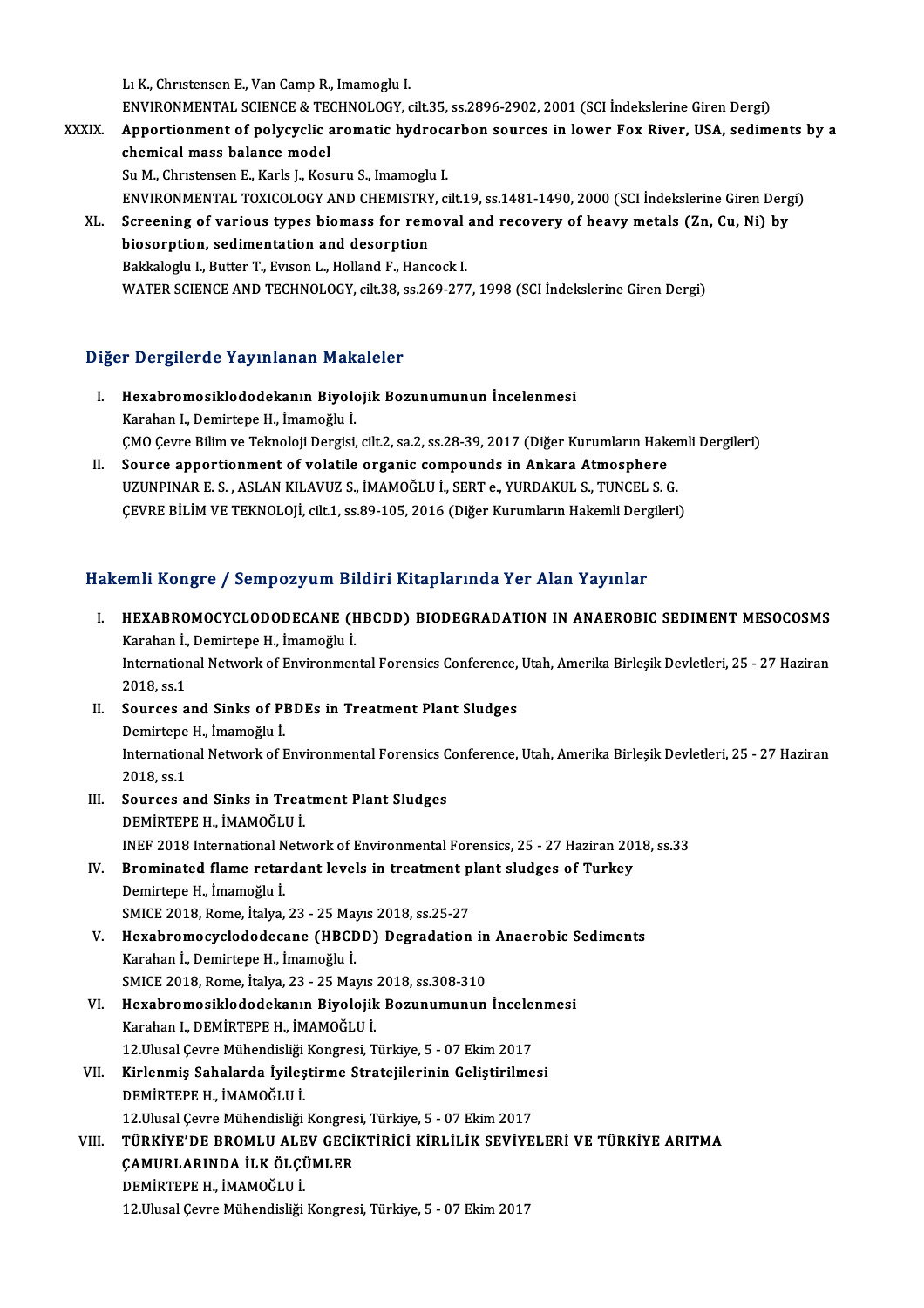Lı K., Chrıstensen E., Van Camp R., Imamoglu I.
ENVIRONMENTAL SCIENCE & TECHNOLOGY, cilt.35, ss.2896-2902, 2001 (SCI İndekslerine Giren Dergi)

XXXIX. **Apportionment of polycyclic aromatic hydrocarbon sources in lower Fox River, USA, sediments by a chemical mass balance model**
Su M., Chrıstensen E., Karls J., Kosuru S., Imamoglu I.
ENVIRONMENTAL TOXICOLOGY AND CHEMISTRY, cilt.19, ss.1481-1490, 2000 (SCI İndekslerine Giren Dergi)

XL. **Screening of various types biomass for removal and recovery of heavy metals (Zn, Cu, Ni) by biosorption, sedimentation and desorption**
Bakkaloglu I., Butter T., Evıson L., Holland F., Hancock I.
WATER SCIENCE AND TECHNOLOGY, cilt.38, ss.269-277, 1998 (SCI İndekslerine Giren Dergi)

## Diğer Dergilerde Yayınlanan Makaleler

I. **Hexabromosiklododekanın Biyolojik Bozunumunun İncelenmesi**
Karahan I., Demirtepe H., İmamoğlu İ.
ÇMO Çevre Bilim ve Teknoloji Dergisi, cilt.2, sa.2, ss.28-39, 2017 (Diğer Kurumların Hakemli Dergileri)

II. **Source apportionment of volatile organic compounds in Ankara Atmosphere**
UZUNPINAR E. S. , ASLAN KILAVUZ S., İMAMOĞLU İ., SERT e., YURDAKUL S., TUNCEL S. G.
ÇEVRE BİLİM VE TEKNOLOJİ, cilt.1, ss.89-105, 2016 (Diğer Kurumların Hakemli Dergileri)

## Hakemli Kongre / Sempozyum Bildiri Kitaplarında Yer Alan Yayınlar

I. **HEXABROMOCYCLODODECANE (HBCDD) BIODEGRADATION IN ANAEROBIC SEDIMENT MESOCOSMS**
Karahan İ., Demirtepe H., İmamoğlu İ.
International Network of Environmental Forensics Conference, Utah, Amerika Birleşik Devletleri, 25 - 27 Haziran 2018, ss.1

II. **Sources and Sinks of PBDEs in Treatment Plant Sludges**
Demirtepe H., İmamoğlu İ.
International Network of Environmental Forensics Conference, Utah, Amerika Birleşik Devletleri, 25 - 27 Haziran 2018, ss.1

III. **Sources and Sinks in Treatment Plant Sludges**
DEMİRTEPE H., İMAMOĞLU İ.
INEF 2018 International Network of Environmental Forensics, 25 - 27 Haziran 2018, ss.33

IV. **Brominated flame retardant levels in treatment plant sludges of Turkey**
Demirtepe H., İmamoğlu İ.
SMICE 2018, Rome, İtalya, 23 - 25 Mayıs 2018, ss.25-27

V. **Hexabromocyclododecane (HBCDD) Degradation in Anaerobic Sediments**
Karahan İ., Demirtepe H., İmamoğlu İ.
SMICE 2018, Rome, İtalya, 23 - 25 Mayıs 2018, ss.308-310

VI. **Hexabromosiklododekanın Biyolojik Bozunumunun İncelenmesi**
Karahan I., DEMİRTEPE H., İMAMOĞLU İ.
12.Ulusal Çevre Mühendisliği Kongresi, Türkiye, 5 - 07 Ekim 2017

VII. **Kirlenmiş Sahalarda İyileştirme Stratejilerinin Geliştirilmesi**
DEMİRTEPE H., İMAMOĞLU İ.
12.Ulusal Çevre Mühendisliği Kongresi, Türkiye, 5 - 07 Ekim 2017

VIII. **TÜRKİYE'DE BROMLU ALEV GECİKTİRİCİ KİRLİLİK SEVİYELERİ VE TÜRKİYE ARITMA ÇAMURLARINDA İLK ÖLÇÜMLER**
DEMİRTEPE H., İMAMOĞLU İ.
12.Ulusal Çevre Mühendisliği Kongresi, Türkiye, 5 - 07 Ekim 2017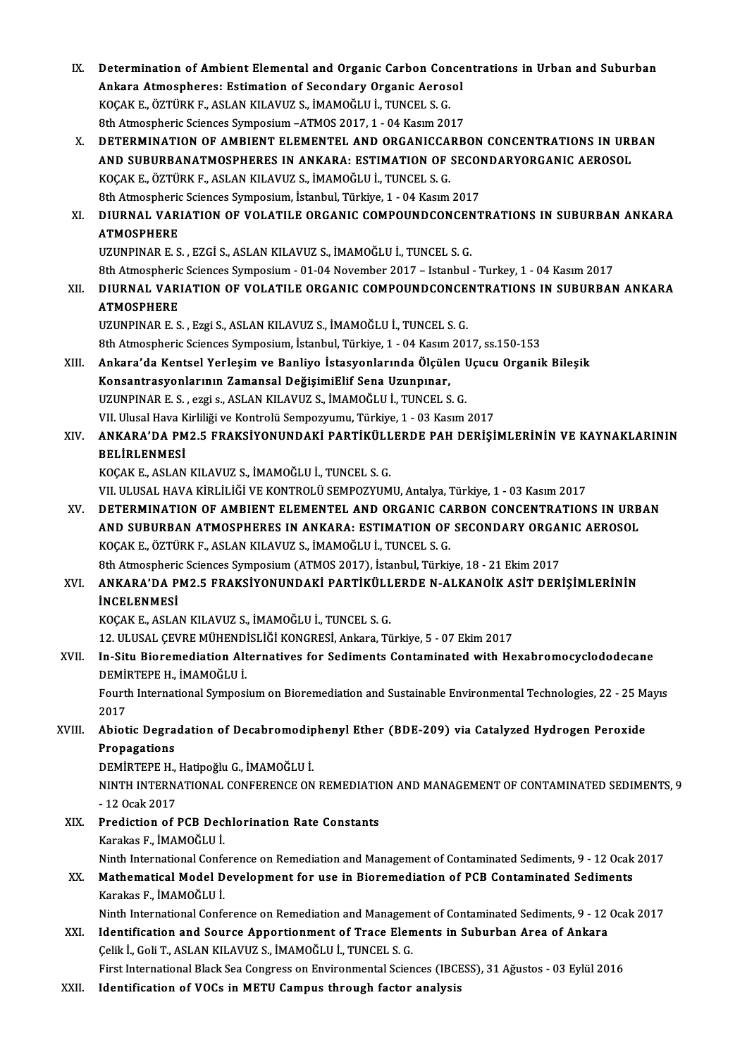IX. **Determination of Ambient Elemental and Organic Carbon Concentrations in Urban and Suburban Ankara Atmospheres: Estimation of Secondary Organic Aerosol**
KOÇAK E., ÖZTÜRK F., ASLAN KILAVUZ S., İMAMOĞLU İ., TUNCEL S. G.
8th Atmospheric Sciences Symposium –ATMOS 2017, 1 - 04 Kasım 2017

X. **DETERMINATION OF AMBIENT ELEMENTEL AND ORGANICCARBON CONCENTRATIONS IN URBAN AND SUBURBANATMOSPHERES IN ANKARA: ESTIMATION OF SECONDARYORGANIC AEROSOL**
KOÇAK E., ÖZTÜRK F., ASLAN KILAVUZ S., İMAMOĞLU İ., TUNCEL S. G.
8th Atmospheric Sciences Symposium, İstanbul, Türkiye, 1 - 04 Kasım 2017

XI. **DIURNAL VARIATION OF VOLATILE ORGANIC COMPOUNDCONCENTRATIONS IN SUBURBAN ANKARA ATMOSPHERE**
UZUNPINAR E. S. , EZGİ S., ASLAN KILAVUZ S., İMAMOĞLU İ., TUNCEL S. G.
8th Atmospheric Sciences Symposium - 01-04 November 2017 – Istanbul - Turkey, 1 - 04 Kasım 2017

XII. **DIURNAL VARIATION OF VOLATILE ORGANIC COMPOUNDCONCENTRATIONS IN SUBURBAN ANKARA ATMOSPHERE**
UZUNPINAR E. S. , Ezgi S., ASLAN KILAVUZ S., İMAMOĞLU İ., TUNCEL S. G.
8th Atmospheric Sciences Symposium, İstanbul, Türkiye, 1 - 04 Kasım 2017, ss.150-153

XIII. **Ankara'da Kentsel Yerleşim ve Banliyo İstasyonlarında Ölçülen Uçucu Organik Bileşik Konsantrasyonlarının Zamansal DeğişimiElif Sena Uzunpınar,**
UZUNPINAR E. S. , ezgi s., ASLAN KILAVUZ S., İMAMOĞLU İ., TUNCEL S. G.
VII. Ulusal Hava Kirliliği ve Kontrolü Sempozyumu, Türkiye, 1 - 03 Kasım 2017

XIV. **ANKARA'DA PM2.5 FRAKSİYONUNDAKİ PARTİKÜLLERDE PAH DERİŞİMLERİNİN VE KAYNAKLARININ BELİRLENMESİ**
KOÇAK E., ASLAN KILAVUZ S., İMAMOĞLU İ., TUNCEL S. G.
VII. ULUSAL HAVA KİRLİLİĞİ VE KONTROLÜ SEMPOZYUMU, Antalya, Türkiye, 1 - 03 Kasım 2017

XV. **DETERMINATION OF AMBIENT ELEMENTEL AND ORGANIC CARBON CONCENTRATIONS IN URBAN AND SUBURBAN ATMOSPHERES IN ANKARA: ESTIMATION OF SECONDARY ORGANIC AEROSOL**
KOÇAK E., ÖZTÜRK F., ASLAN KILAVUZ S., İMAMOĞLU İ., TUNCEL S. G.
8th Atmospheric Sciences Symposium (ATMOS 2017), İstanbul, Türkiye, 18 - 21 Ekim 2017

XVI. **ANKARA'DA PM2.5 FRAKSİYONUNDAKİ PARTİKÜLLERDE N-ALKANOİK ASİT DERİŞİMLERİNİN İNCELENMESİ**
KOÇAK E., ASLAN KILAVUZ S., İMAMOĞLU İ., TUNCEL S. G.
12. ULUSAL ÇEVRE MÜHENDİSLİĞİ KONGRESİ, Ankara, Türkiye, 5 - 07 Ekim 2017

XVII. **In-Situ Bioremediation Alternatives for Sediments Contaminated with Hexabromocyclododecane**
DEMİRTEPE H., İMAMOĞLU İ.
Fourth International Symposium on Bioremediation and Sustainable Environmental Technologies, 22 - 25 Mayıs 2017

XVIII. **Abiotic Degradation of Decabromodiphenyl Ether (BDE-209) via Catalyzed Hydrogen Peroxide Propagations**
DEMİRTEPE H., Hatipoğlu G., İMAMOĞLU İ.
NINTH INTERNATIONAL CONFERENCE ON REMEDIATION AND MANAGEMENT OF CONTAMINATED SEDIMENTS, 9 - 12 Ocak 2017

XIX. **Prediction of PCB Dechlorination Rate Constants**
Karakas F., İMAMOĞLU İ.
Ninth International Conference on Remediation and Management of Contaminated Sediments, 9 - 12 Ocak 2017

XX. **Mathematical Model Development for use in Bioremediation of PCB Contaminated Sediments**
Karakas F., İMAMOĞLU İ.
Ninth International Conference on Remediation and Management of Contaminated Sediments, 9 - 12 Ocak 2017

XXI. **Identification and Source Apportionment of Trace Elements in Suburban Area of Ankara**
Çelik İ., Goli T., ASLAN KILAVUZ S., İMAMOĞLU İ., TUNCEL S. G.
First International Black Sea Congress on Environmental Sciences (IBCESS), 31 Ağustos - 03 Eylül 2016

XXII. **Identification of VOCs in METU Campus through factor analysis**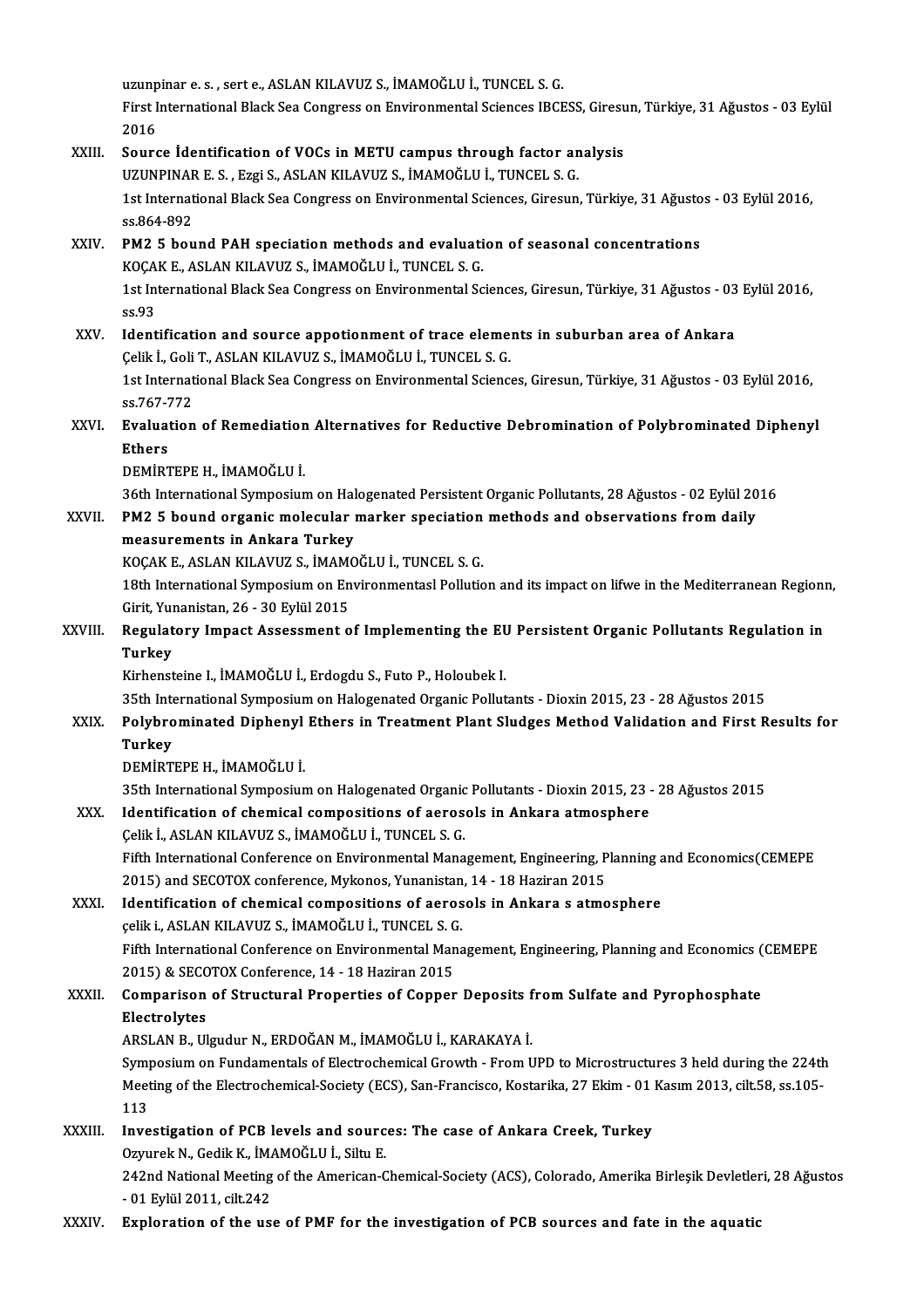uzunpinar e. s. , sert e., ASLAN KILAVUZ S., İMAMOĞLU İ., TUNCEL S. G.
First International Black Sea Congress on Environmental Sciences IBCESS, Giresun, Türkiye, 31 Ağustos - 03 Eylül 2016

XXIII. **Source İdentification of VOCs in METU campus through factor analysis**
UZUNPINAR E. S. , Ezgi S., ASLAN KILAVUZ S., İMAMOĞLU İ., TUNCEL S. G.
1st International Black Sea Congress on Environmental Sciences, Giresun, Türkiye, 31 Ağustos - 03 Eylül 2016, ss.864-892

XXIV. **PM2 5 bound PAH speciation methods and evaluation of seasonal concentrations**
KOÇAK E., ASLAN KILAVUZ S., İMAMOĞLU İ., TUNCEL S. G.
1st International Black Sea Congress on Environmental Sciences, Giresun, Türkiye, 31 Ağustos - 03 Eylül 2016, ss.93

XXV. **Identification and source appotionment of trace elements in suburban area of Ankara**
Çelik İ., Goli T., ASLAN KILAVUZ S., İMAMOĞLU İ., TUNCEL S. G.
1st International Black Sea Congress on Environmental Sciences, Giresun, Türkiye, 31 Ağustos - 03 Eylül 2016, ss.767-772

XXVI. **Evaluation of Remediation Alternatives for Reductive Debromination of Polybrominated Diphenyl Ethers**
DEMİRTEPE H., İMAMOĞLU İ.
36th International Symposium on Halogenated Persistent Organic Pollutants, 28 Ağustos - 02 Eylül 2016

XXVII. **PM2 5 bound organic molecular marker speciation methods and observations from daily measurements in Ankara Turkey**
KOÇAK E., ASLAN KILAVUZ S., İMAMOĞLU İ., TUNCEL S. G.
18th International Symposium on Environmentasl Pollution and its impact on lifwe in the Mediterranean Regionn, Girit, Yunanistan, 26 - 30 Eylül 2015

XXVIII. **Regulatory Impact Assessment of Implementing the EU Persistent Organic Pollutants Regulation in Turkey**
Kirhensteine I., İMAMOĞLU İ., Erdogdu S., Futo P., Holoubek I.
35th International Symposium on Halogenated Organic Pollutants - Dioxin 2015, 23 - 28 Ağustos 2015

XXIX. **Polybrominated Diphenyl Ethers in Treatment Plant Sludges Method Validation and First Results for Turkey**
DEMİRTEPE H., İMAMOĞLU İ.
35th International Symposium on Halogenated Organic Pollutants - Dioxin 2015, 23 - 28 Ağustos 2015

XXX. **Identification of chemical compositions of aerosols in Ankara atmosphere**
Çelik İ., ASLAN KILAVUZ S., İMAMOĞLU İ., TUNCEL S. G.
Fifth International Conference on Environmental Management, Engineering, Planning and Economics(CEMEPE 2015) and SECOTOX conference, Mykonos, Yunanistan, 14 - 18 Haziran 2015

XXXI. **Identification of chemical compositions of aerosols in Ankara s atmosphere**
çelik i., ASLAN KILAVUZ S., İMAMOĞLU İ., TUNCEL S. G.
Fifth International Conference on Environmental Management, Engineering, Planning and Economics (CEMEPE 2015) & SECOTOX Conference, 14 - 18 Haziran 2015

XXXII. **Comparison of Structural Properties of Copper Deposits from Sulfate and Pyrophosphate Electrolytes**
ARSLAN B., Ulgudur N., ERDOĞAN M., İMAMOĞLU İ., KARAKAYA İ.
Symposium on Fundamentals of Electrochemical Growth - From UPD to Microstructures 3 held during the 224th Meeting of the Electrochemical-Society (ECS), San-Francisco, Kostarika, 27 Ekim - 01 Kasım 2013, cilt.58, ss.105-113

XXXIII. **Investigation of PCB levels and sources: The case of Ankara Creek, Turkey**
Ozyurek N., Gedik K., İMAMOĞLU İ., Siltu E.
242nd National Meeting of the American-Chemical-Society (ACS), Colorado, Amerika Birleşik Devletleri, 28 Ağustos - 01 Eylül 2011, cilt.242

XXXIV. **Exploration of the use of PMF for the investigation of PCB sources and fate in the aquatic**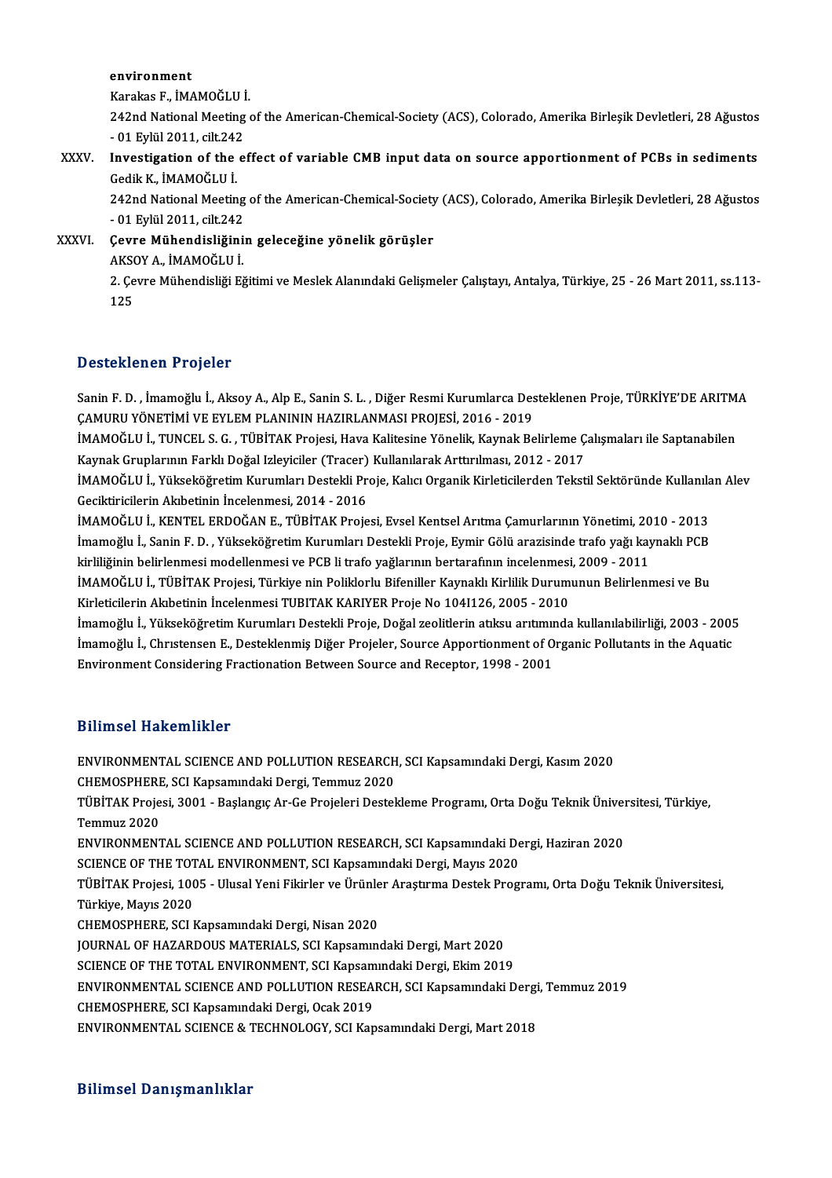environment
Karakas F., İMAMOĞLU İ.
242nd National Meeting of the American-Chemical-Society (ACS), Colorado, Amerika Birleşik Devletleri, 28 Ağustos - 01 Eylül 2011, cilt.242

XXXV. **Investigation of the effect of variable CMB input data on source apportionment of PCBs in sediments**
Gedik K., İMAMOĞLU İ.
242nd National Meeting of the American-Chemical-Society (ACS), Colorado, Amerika Birleşik Devletleri, 28 Ağustos - 01 Eylül 2011, cilt.242

XXXVI. **Çevre Mühendisliğinin geleceğine yönelik görüşler**
AKSOY A., İMAMOĞLU İ.
2. Çevre Mühendisliği Eğitimi ve Meslek Alanındaki Gelişmeler Çalıştayı, Antalya, Türkiye, 25 - 26 Mart 2011, ss.113-125

## Desteklenen Projeler

Sanin F. D. , İmamoğlu İ., Aksoy A., Alp E., Sanin S. L. , Diğer Resmi Kurumlarca Desteklenen Proje, TÜRKİYE'DE ARITMA ÇAMURU YÖNETİMİ VE EYLEM PLANININ HAZIRLANMASI PROJESİ, 2016 - 2019

İMAMOĞLU İ., TUNCEL S. G. , TÜBİTAK Projesi, Hava Kalitesine Yönelik, Kaynak Belirleme Çalışmaları ile Saptanabilen Kaynak Gruplarının Farklı Doğal Izleyiciler (Tracer) Kullanılarak Arttırılması, 2012 - 2017

İMAMOĞLU İ., Yükseköğretim Kurumları Destekli Proje, Kalıcı Organik Kirleticilerden Tekstil Sektöründe Kullanılan Alev Geciktiricilerin Akıbetinin İncelenmesi, 2014 - 2016

İMAMOĞLU İ., KENTEL ERDOĞAN E., TÜBİTAK Projesi, Evsel Kentsel Arıtma Çamurlarının Yönetimi, 2010 - 2013

İmamoğlu İ., Sanin F. D. , Yükseköğretim Kurumları Destekli Proje, Eymir Gölü arazisinde trafo yağı kaynaklı PCB kirliliğinin belirlenmesi modellenmesi ve PCB li trafo yağlarının bertarafının incelenmesi, 2009 - 2011

İMAMOĞLU İ., TÜBİTAK Projesi, Türkiye nin Poliklorlu Bifeniller Kaynaklı Kirlilik Durumunun Belirlenmesi ve Bu Kirleticilerin Akıbetinin İncelenmesi TUBITAK KARIYER Proje No 104I126, 2005 - 2010

İmamoğlu İ., Yükseköğretim Kurumları Destekli Proje, Doğal zeolitlerin atıksu arıtımında kullanılabilirliği, 2003 - 2005

İmamoğlu İ., Chrıstensen E., Desteklenmiş Diğer Projeler, Source Apportionment of Organic Pollutants in the Aquatic Environment Considering Fractionation Between Source and Receptor, 1998 - 2001

## Bilimsel Hakemlikler

ENVIRONMENTAL SCIENCE AND POLLUTION RESEARCH, SCI Kapsamındaki Dergi, Kasım 2020

CHEMOSPHERE, SCI Kapsamındaki Dergi, Temmuz 2020

TÜBİTAK Projesi, 3001 - Başlangıç Ar-Ge Projeleri Destekleme Programı, Orta Doğu Teknik Üniversitesi, Türkiye, Temmuz 2020

ENVIRONMENTAL SCIENCE AND POLLUTION RESEARCH, SCI Kapsamındaki Dergi, Haziran 2020

SCIENCE OF THE TOTAL ENVIRONMENT, SCI Kapsamındaki Dergi, Mayıs 2020

TÜBİTAK Projesi, 1005 - Ulusal Yeni Fikirler ve Ürünler Araştırma Destek Programı, Orta Doğu Teknik Üniversitesi, Türkiye, Mayıs 2020

CHEMOSPHERE, SCI Kapsamındaki Dergi, Nisan 2020

JOURNAL OF HAZARDOUS MATERIALS, SCI Kapsamındaki Dergi, Mart 2020

SCIENCE OF THE TOTAL ENVIRONMENT, SCI Kapsamındaki Dergi, Ekim 2019

ENVIRONMENTAL SCIENCE AND POLLUTION RESEARCH, SCI Kapsamındaki Dergi, Temmuz 2019

CHEMOSPHERE, SCI Kapsamındaki Dergi, Ocak 2019

ENVIRONMENTAL SCIENCE & TECHNOLOGY, SCI Kapsamındaki Dergi, Mart 2018

## Bilimsel Danışmanlıklar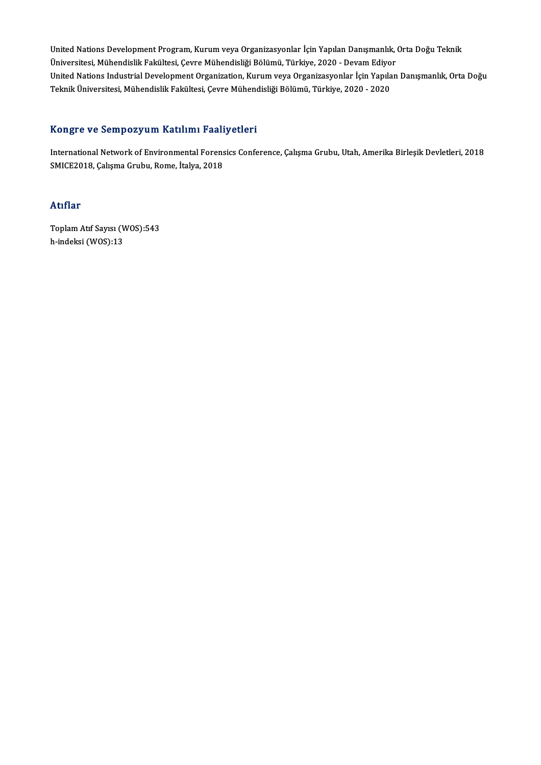United Nations Development Program, Kurum veya Organizasyonlar İçin Yapılan Danışmanlık, Orta Doğu Teknik Üniversitesi, Mühendislik Fakültesi, Çevre Mühendisliği Bölümü, Türkiye, 2020 - Devam Ediyor

United Nations Industrial Development Organization, Kurum veya Organizasyonlar İçin Yapılan Danışmanlık, Orta Doğu Teknik Üniversitesi, Mühendislik Fakültesi, Çevre Mühendisliği Bölümü, Türkiye, 2020 - 2020

## Kongre ve Sempozyum Katılımı Faaliyetleri

International Network of Environmental Forensics Conference, Çalışma Grubu, Utah, Amerika Birleşik Devletleri, 2018

SMICE2018, Çalışma Grubu, Rome, İtalya, 2018

## Atıflar

Toplam Atıf Sayısı (WOS):543

h-indeksi (WOS):13